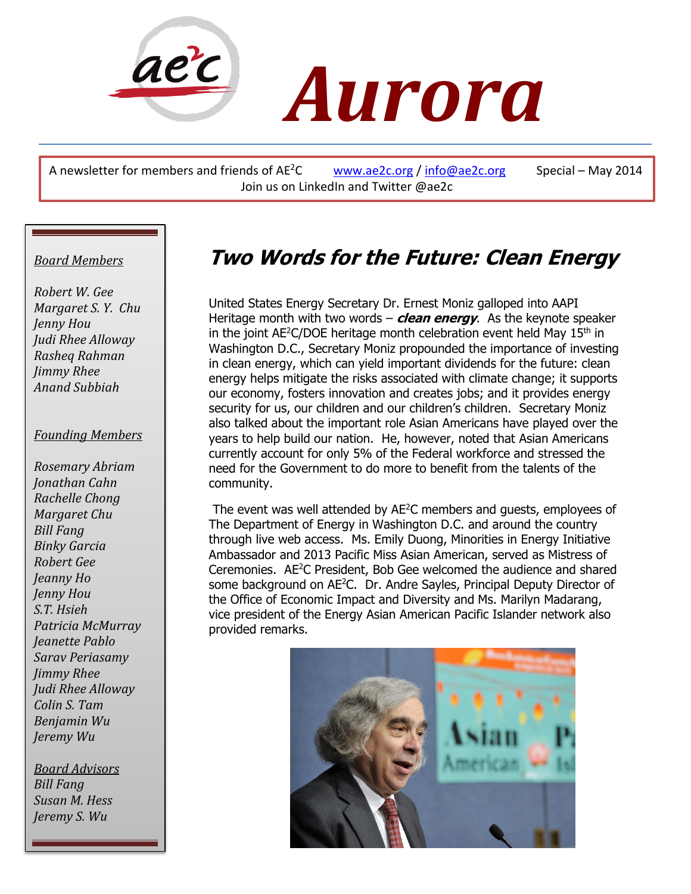# Aurora

A newsletter for members and friends of AE²C www.ae2c.org / info@ae2c.org Special – May 2014
Join us on LinkedIn and Twitter @ae2c

*Board Members*

*Robert W. Gee*
*Margaret S. Y. Chu*
*Jenny Hou*
*Judi Rhee Alloway*
*Rasheq Rahman*
*Jimmy Rhee*
*Anand Subbiah*

*Founding Members*

*Rosemary Abriam*
*Jonathan Cahn*
*Rachelle Chong*
*Margaret Chu*
*Bill Fang*
*Binky Garcia*
*Robert Gee*
*Jeanny Ho*
*Jenny Hou*
*S.T. Hsieh*
*Patricia McMurray*
*Jeanette Pablo*
*Sarav Periasamy*
*Jimmy Rhee*
*Judi Rhee Alloway*
*Colin S. Tam*
*Benjamin Wu*
*Jeremy Wu*

*Board Advisors*
*Bill Fang*
*Susan M. Hess*
*Jeremy S. Wu*

## Two Words for the Future: Clean Energy

United States Energy Secretary Dr. Ernest Moniz galloped into AAPI Heritage month with two words – ***clean energy***. As the keynote speaker in the joint AE²C/DOE heritage month celebration event held May 15th in Washington D.C., Secretary Moniz propounded the importance of investing in clean energy, which can yield important dividends for the future: clean energy helps mitigate the risks associated with climate change; it supports our economy, fosters innovation and creates jobs; and it provides energy security for us, our children and our children's children. Secretary Moniz also talked about the important role Asian Americans have played over the years to help build our nation. He, however, noted that Asian Americans currently account for only 5% of the Federal workforce and stressed the need for the Government to do more to benefit from the talents of the community.

The event was well attended by AE²C members and guests, employees of The Department of Energy in Washington D.C. and around the country through live web access. Ms. Emily Duong, Minorities in Energy Initiative Ambassador and 2013 Pacific Miss Asian American, served as Mistress of Ceremonies. AE²C President, Bob Gee welcomed the audience and shared some background on AE²C. Dr. Andre Sayles, Principal Deputy Director of the Office of Economic Impact and Diversity and Ms. Marilyn Madarang, vice president of the Energy Asian American Pacific Islander network also provided remarks.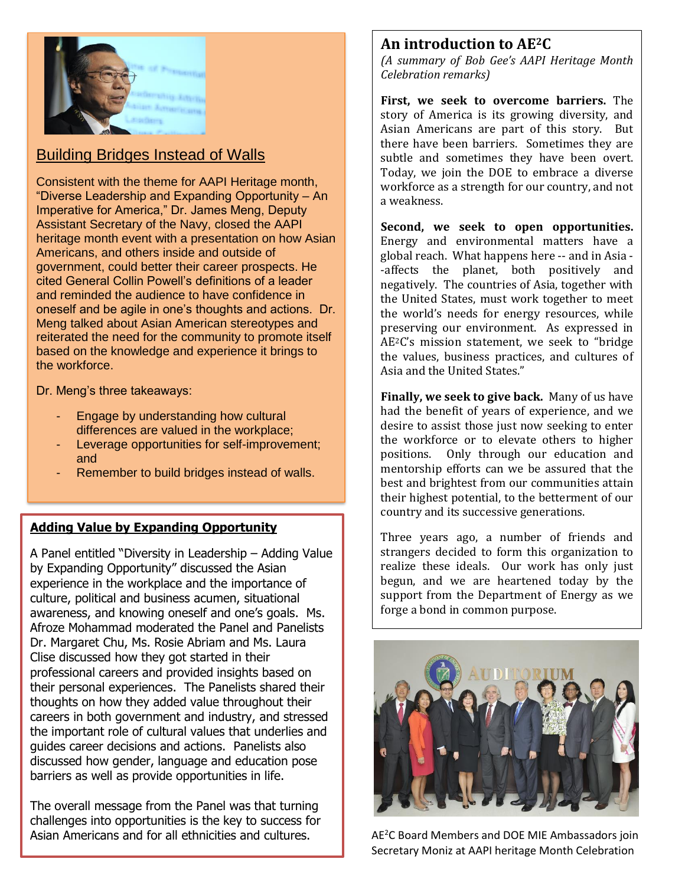## Building Bridges Instead of Walls

Consistent with the theme for AAPI Heritage month, "Diverse Leadership and Expanding Opportunity – An Imperative for America," Dr. James Meng, Deputy Assistant Secretary of the Navy, closed the AAPI heritage month event with a presentation on how Asian Americans, and others inside and outside of government, could better their career prospects. He cited General Collin Powell's definitions of a leader and reminded the audience to have confidence in oneself and be agile in one's thoughts and actions. Dr. Meng talked about Asian American stereotypes and reiterated the need for the community to promote itself based on the knowledge and experience it brings to the workforce.

Dr. Meng's three takeaways:

- Engage by understanding how cultural differences are valued in the workplace;
- Leverage opportunities for self-improvement; and
- Remember to build bridges instead of walls.

## Adding Value by Expanding Opportunity

A Panel entitled "Diversity in Leadership – Adding Value by Expanding Opportunity" discussed the Asian experience in the workplace and the importance of culture, political and business acumen, situational awareness, and knowing oneself and one's goals. Ms. Afroze Mohammad moderated the Panel and Panelists Dr. Margaret Chu, Ms. Rosie Abriam and Ms. Laura Clise discussed how they got started in their professional careers and provided insights based on their personal experiences. The Panelists shared their thoughts on how they added value throughout their careers in both government and industry, and stressed the important role of cultural values that underlies and guides career decisions and actions. Panelists also discussed how gender, language and education pose barriers as well as provide opportunities in life.

The overall message from the Panel was that turning challenges into opportunities is the key to success for Asian Americans and for all ethnicities and cultures.

## An introduction to AE$^2$C

*(A summary of Bob Gee's AAPI Heritage Month Celebration remarks)*

**First, we seek to overcome barriers.** The story of America is its growing diversity, and Asian Americans are part of this story. But there have been barriers. Sometimes they are subtle and sometimes they have been overt. Today, we join the DOE to embrace a diverse workforce as a strength for our country, and not a weakness.

**Second, we seek to open opportunities.** Energy and environmental matters have a global reach. What happens here -- and in Asia -- affects the planet, both positively and negatively. The countries of Asia, together with the United States, must work together to meet the world's needs for energy resources, while preserving our environment. As expressed in AE$^2$C's mission statement, we seek to "bridge the values, business practices, and cultures of Asia and the United States."

**Finally, we seek to give back.** Many of us have had the benefit of years of experience, and we desire to assist those just now seeking to enter the workforce or to elevate others to higher positions. Only through our education and mentorship efforts can we be assured that the best and brightest from our communities attain their highest potential, to the betterment of our country and its successive generations.

Three years ago, a number of friends and strangers decided to form this organization to realize these ideals. Our work has only just begun, and we are heartened today by the support from the Department of Energy as we forge a bond in common purpose.

AE$^2$C Board Members and DOE MIE Ambassadors join Secretary Moniz at AAPI heritage Month Celebration